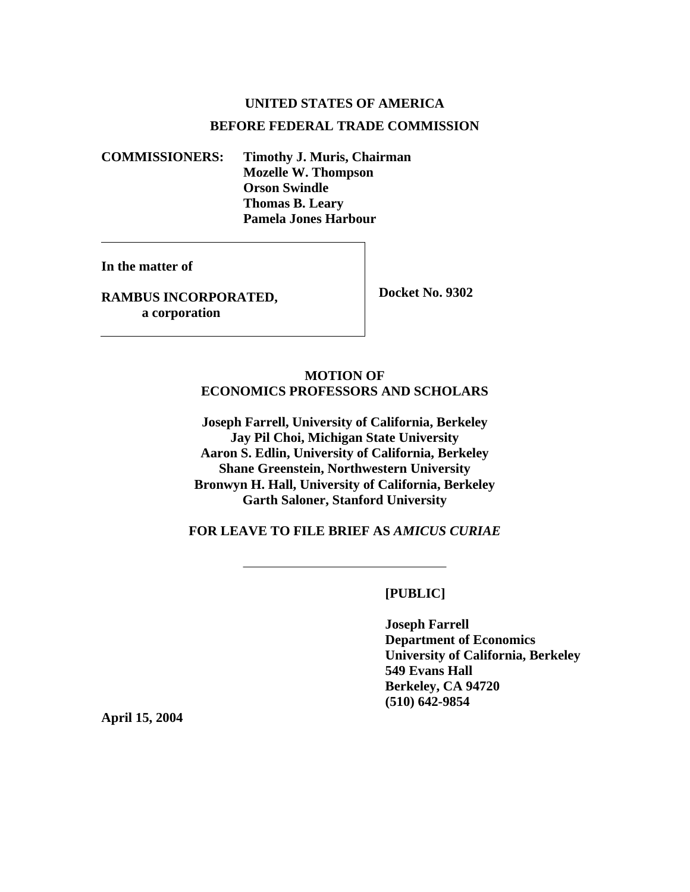**UNITED STATES OF AMERICA**

**BEFORE FEDERAL TRADE COMMISSION**

**COMMISSIONERS:** **Timothy J. Muris, Chairman**
**Mozelle W. Thompson**
**Orson Swindle**
**Thomas B. Leary**
**Pamela Jones Harbour**

**In the matter of**

**RAMBUS INCORPORATED,**
**a corporation**

**Docket No. 9302**

**MOTION OF**
**ECONOMICS PROFESSORS AND SCHOLARS**

**Joseph Farrell, University of California, Berkeley**
**Jay Pil Choi, Michigan State University**
**Aaron S. Edlin, University of California, Berkeley**
**Shane Greenstein, Northwestern University**
**Bronwyn H. Hall, University of California, Berkeley**
**Garth Saloner, Stanford University**

**FOR LEAVE TO FILE BRIEF AS *AMICUS CURIAE***

**[PUBLIC]**

**Joseph Farrell**
**Department of Economics**
**University of California, Berkeley**
**549 Evans Hall**
**Berkeley, CA 94720**
**(510) 642-9854**

**April 15, 2004**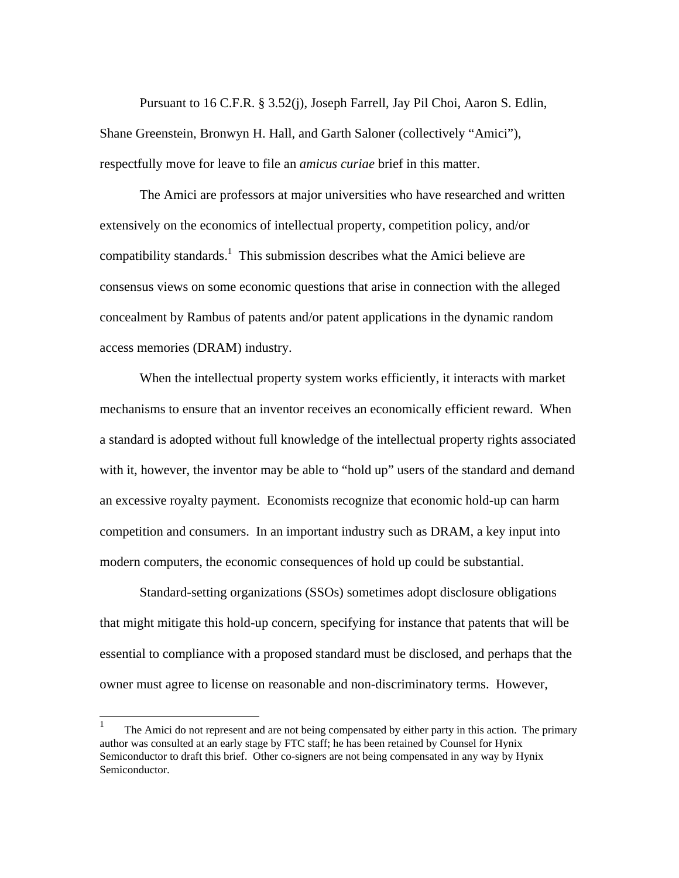Pursuant to 16 C.F.R. § 3.52(j), Joseph Farrell, Jay Pil Choi, Aaron S. Edlin, Shane Greenstein, Bronwyn H. Hall, and Garth Saloner (collectively "Amici"), respectfully move for leave to file an *amicus curiae* brief in this matter.

The Amici are professors at major universities who have researched and written extensively on the economics of intellectual property, competition policy, and/or compatibility standards.[1] This submission describes what the Amici believe are consensus views on some economic questions that arise in connection with the alleged concealment by Rambus of patents and/or patent applications in the dynamic random access memories (DRAM) industry.

When the intellectual property system works efficiently, it interacts with market mechanisms to ensure that an inventor receives an economically efficient reward. When a standard is adopted without full knowledge of the intellectual property rights associated with it, however, the inventor may be able to "hold up" users of the standard and demand an excessive royalty payment. Economists recognize that economic hold-up can harm competition and consumers. In an important industry such as DRAM, a key input into modern computers, the economic consequences of hold up could be substantial.

Standard-setting organizations (SSOs) sometimes adopt disclosure obligations that might mitigate this hold-up concern, specifying for instance that patents that will be essential to compliance with a proposed standard must be disclosed, and perhaps that the owner must agree to license on reasonable and non-discriminatory terms. However,

---

[1] The Amici do not represent and are not being compensated by either party in this action. The primary author was consulted at an early stage by FTC staff; he has been retained by Counsel for Hynix Semiconductor to draft this brief. Other co-signers are not being compensated in any way by Hynix Semiconductor.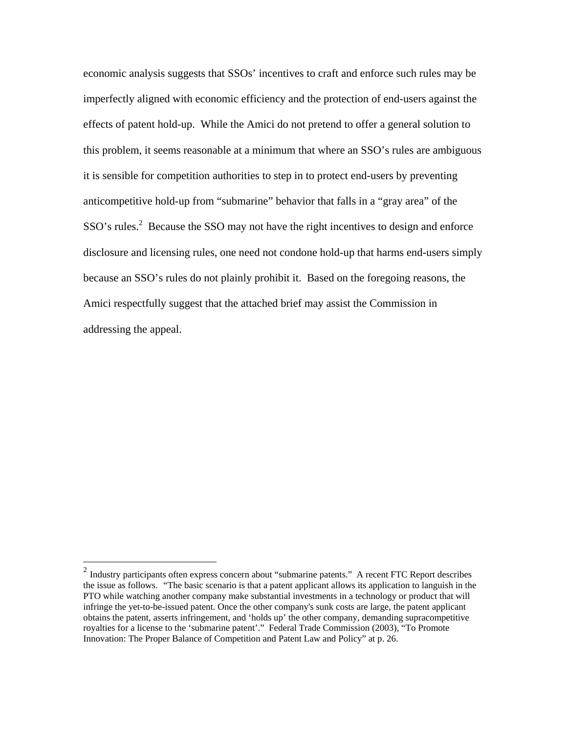economic analysis suggests that SSOs' incentives to craft and enforce such rules may be imperfectly aligned with economic efficiency and the protection of end-users against the effects of patent hold-up. While the Amici do not pretend to offer a general solution to this problem, it seems reasonable at a minimum that where an SSO's rules are ambiguous it is sensible for competition authorities to step in to protect end-users by preventing anticompetitive hold-up from "submarine" behavior that falls in a "gray area" of the SSO's rules.[2] Because the SSO may not have the right incentives to design and enforce disclosure and licensing rules, one need not condone hold-up that harms end-users simply because an SSO's rules do not plainly prohibit it. Based on the foregoing reasons, the Amici respectfully suggest that the attached brief may assist the Commission in addressing the appeal.

---

[2] Industry participants often express concern about "submarine patents." A recent FTC Report describes the issue as follows. "The basic scenario is that a patent applicant allows its application to languish in the PTO while watching another company make substantial investments in a technology or product that will infringe the yet-to-be-issued patent. Once the other company's sunk costs are large, the patent applicant obtains the patent, asserts infringement, and 'holds up' the other company, demanding supracompetitive royalties for a license to the 'submarine patent'." Federal Trade Commission (2003), "To Promote Innovation: The Proper Balance of Competition and Patent Law and Policy" at p. 26.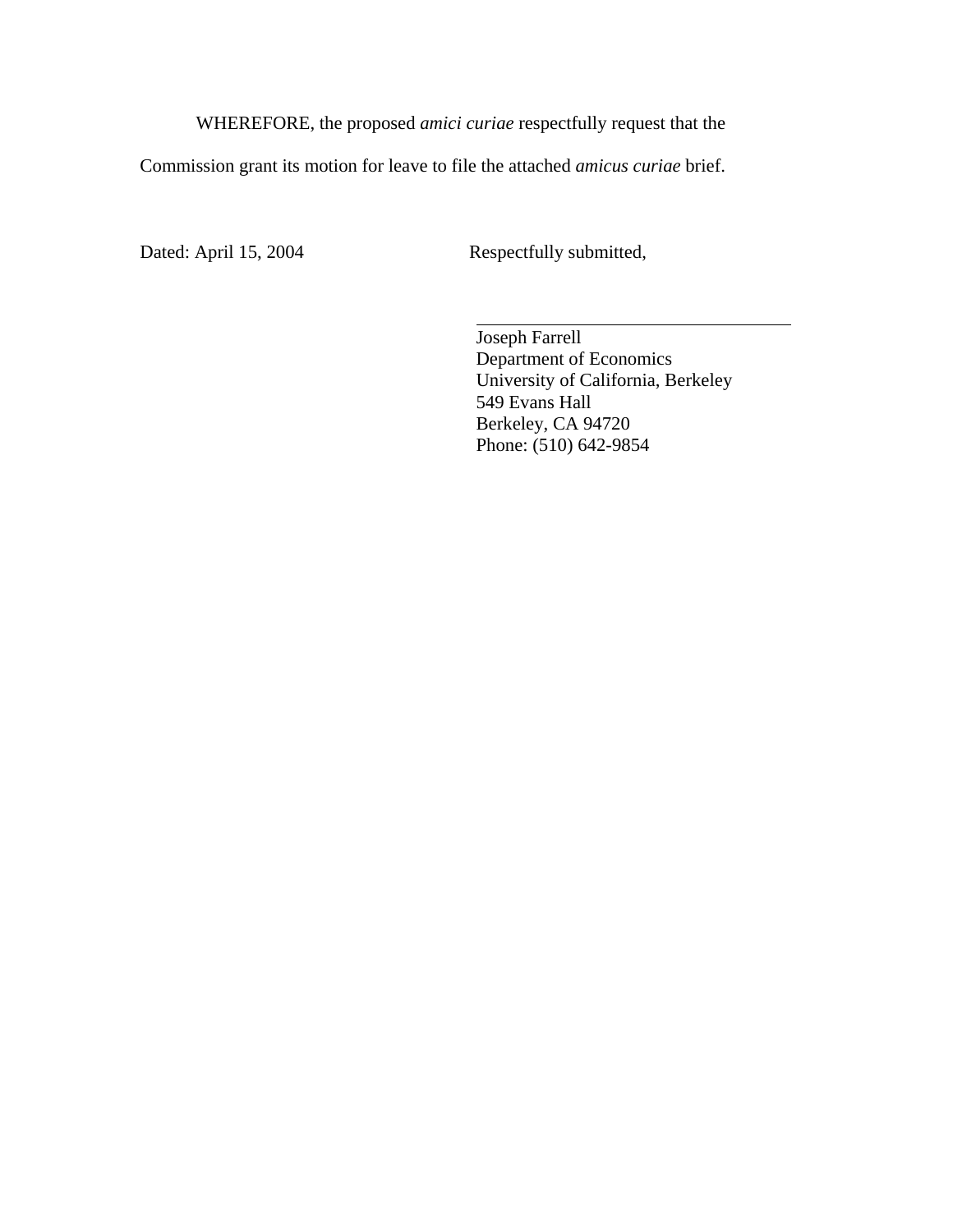WHEREFORE, the proposed *amici curiae* respectfully request that the Commission grant its motion for leave to file the attached *amicus curiae* brief.

Dated: April 15, 2004

Respectfully submitted,

\_\_\_\_\_\_\_\_\_\_\_\_\_\_\_\_\_\_\_\_\_\_\_\_\_\_\_\_\_\_\_\_

Joseph Farrell  
Department of Economics  
University of California, Berkeley  
549 Evans Hall  
Berkeley, CA 94720  
Phone: (510) 642-9854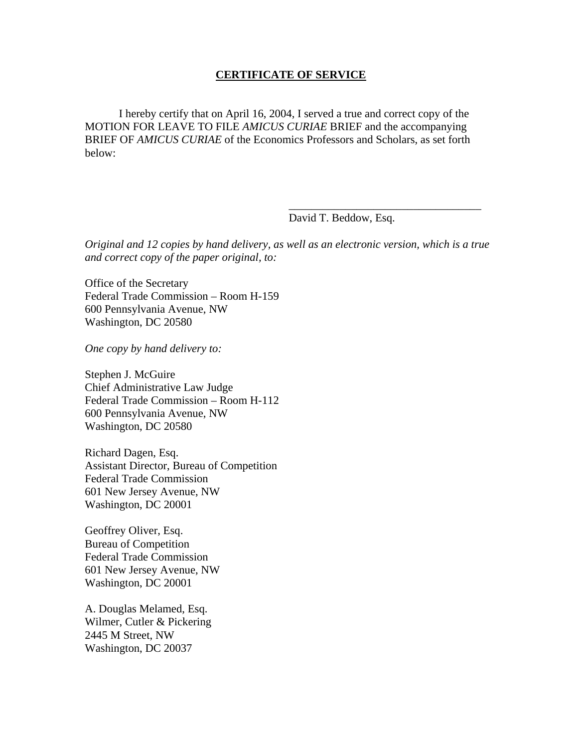**CERTIFICATE OF SERVICE**

I hereby certify that on April 16, 2004, I served a true and correct copy of the MOTION FOR LEAVE TO FILE *AMICUS CURIAE* BRIEF and the accompanying BRIEF OF *AMICUS CURIAE* of the Economics Professors and Scholars, as set forth below:

\_\_\_\_\_\_\_\_\_\_\_\_\_\_\_\_\_\_\_\_\_\_\_\_\_\_\_\_\_\_\_\_\_\_\_
David T. Beddow, Esq.

*Original and 12 copies by hand delivery, as well as an electronic version, which is a true and correct copy of the paper original, to:*

Office of the Secretary
Federal Trade Commission – Room H-159
600 Pennsylvania Avenue, NW
Washington, DC 20580

*One copy by hand delivery to:*

Stephen J. McGuire
Chief Administrative Law Judge
Federal Trade Commission – Room H-112
600 Pennsylvania Avenue, NW
Washington, DC 20580

Richard Dagen, Esq.
Assistant Director, Bureau of Competition
Federal Trade Commission
601 New Jersey Avenue, NW
Washington, DC 20001

Geoffrey Oliver, Esq.
Bureau of Competition
Federal Trade Commission
601 New Jersey Avenue, NW
Washington, DC 20001

A. Douglas Melamed, Esq.
Wilmer, Cutler & Pickering
2445 M Street, NW
Washington, DC 20037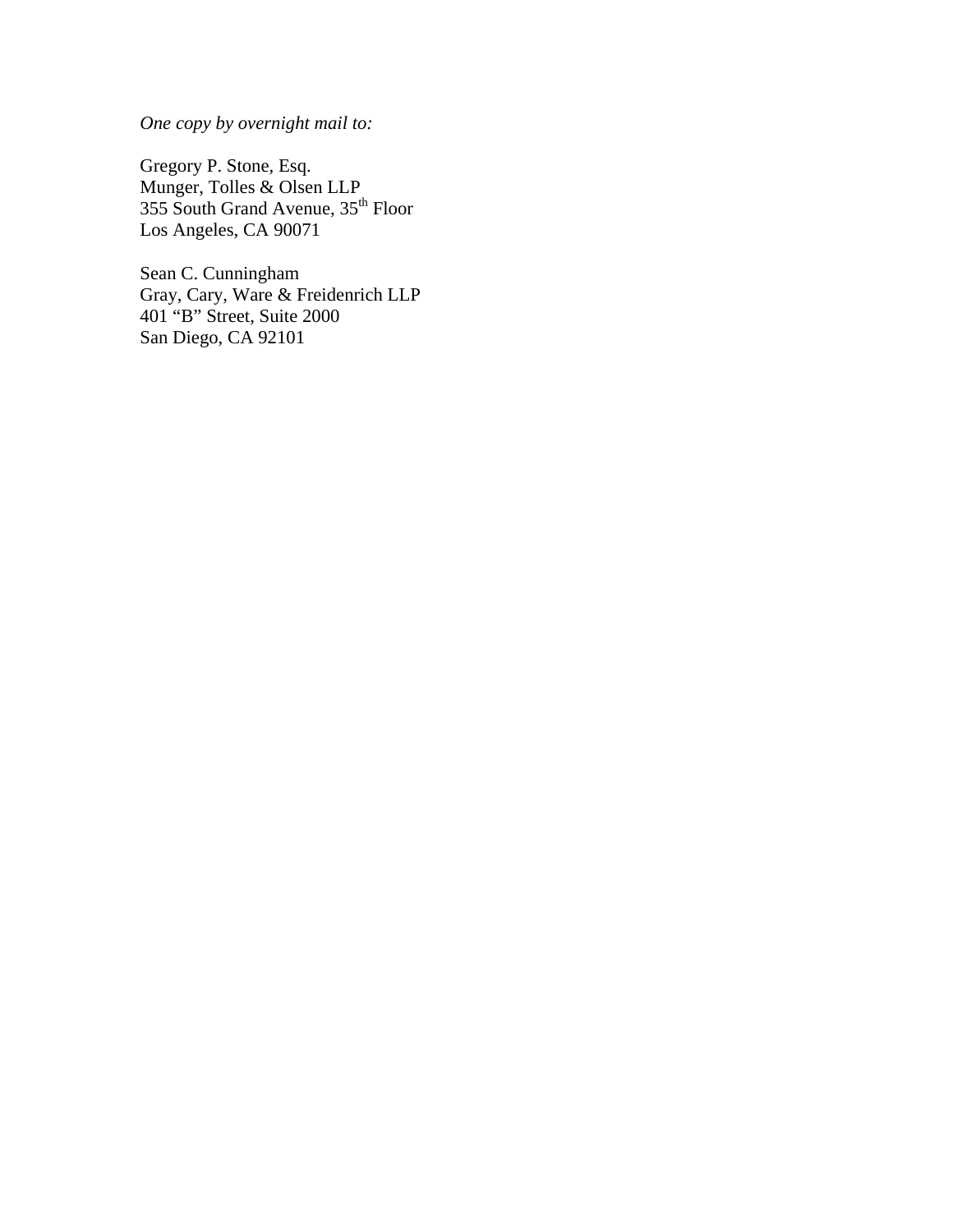*One copy by overnight mail to:*

Gregory P. Stone, Esq.
Munger, Tolles & Olsen LLP
355 South Grand Avenue, 35th Floor
Los Angeles, CA 90071

Sean C. Cunningham
Gray, Cary, Ware & Freidenrich LLP
401 "B" Street, Suite 2000
San Diego, CA 92101